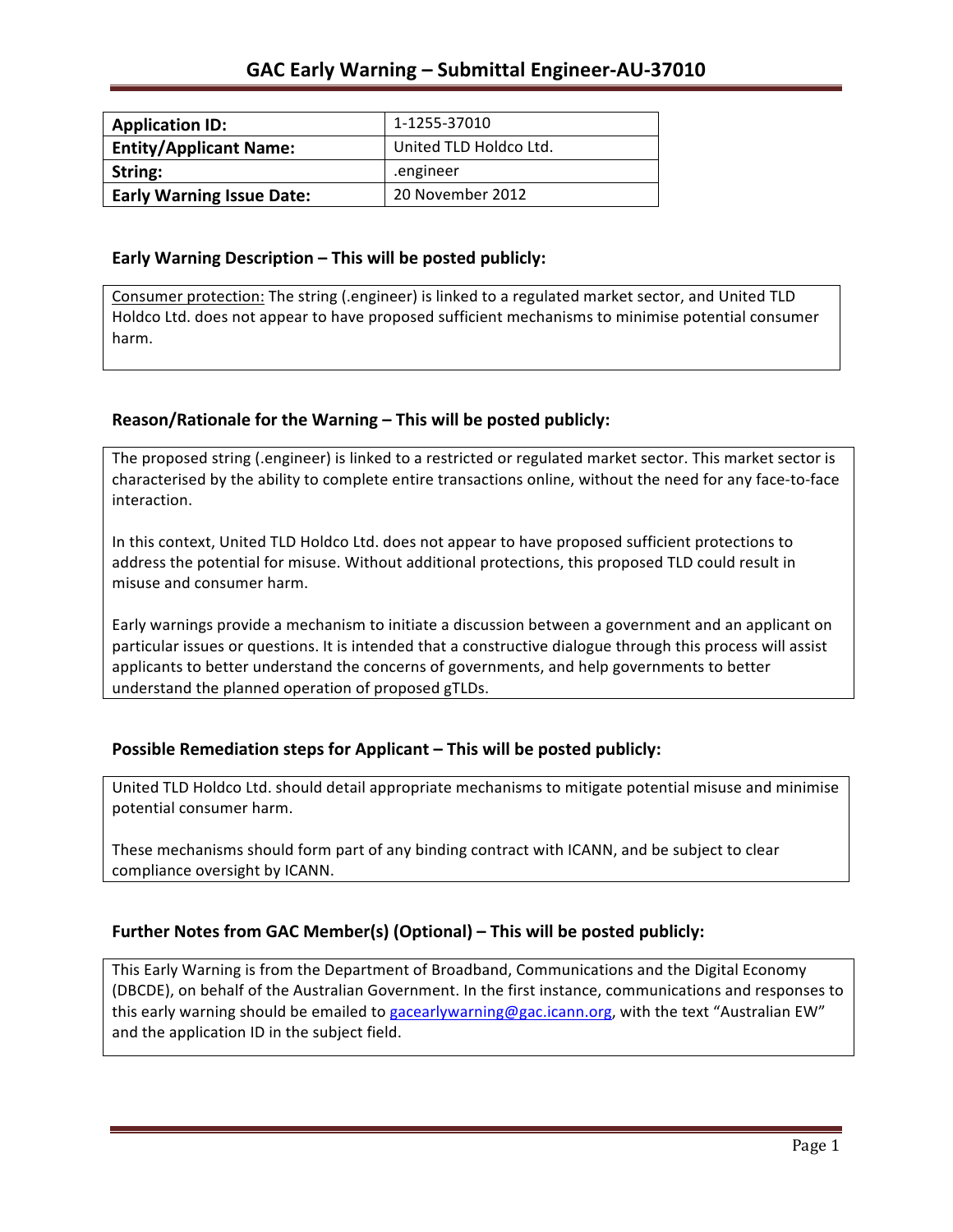# GAC Early Warning – Submittal Engineer-AU-37010

| Application ID: | 1-1255-37010 |
|---|---|
| Entity/Applicant Name: | United TLD Holdco Ltd. |
| String: | .engineer |
| Early Warning Issue Date: | 20 November 2012 |

## Early Warning Description – This will be posted publicly:

Consumer protection: The string (.engineer) is linked to a regulated market sector, and United TLD Holdco Ltd. does not appear to have proposed sufficient mechanisms to minimise potential consumer harm.

## Reason/Rationale for the Warning – This will be posted publicly:

The proposed string (.engineer) is linked to a restricted or regulated market sector. This market sector is characterised by the ability to complete entire transactions online, without the need for any face-to-face interaction.

In this context, United TLD Holdco Ltd. does not appear to have proposed sufficient protections to address the potential for misuse. Without additional protections, this proposed TLD could result in misuse and consumer harm.

Early warnings provide a mechanism to initiate a discussion between a government and an applicant on particular issues or questions. It is intended that a constructive dialogue through this process will assist applicants to better understand the concerns of governments, and help governments to better understand the planned operation of proposed gTLDs.

## Possible Remediation steps for Applicant – This will be posted publicly:

United TLD Holdco Ltd. should detail appropriate mechanisms to mitigate potential misuse and minimise potential consumer harm.

These mechanisms should form part of any binding contract with ICANN, and be subject to clear compliance oversight by ICANN.

## Further Notes from GAC Member(s) (Optional) – This will be posted publicly:

This Early Warning is from the Department of Broadband, Communications and the Digital Economy (DBCDE), on behalf of the Australian Government. In the first instance, communications and responses to this early warning should be emailed to gacearlywarning@gac.icann.org, with the text "Australian EW" and the application ID in the subject field.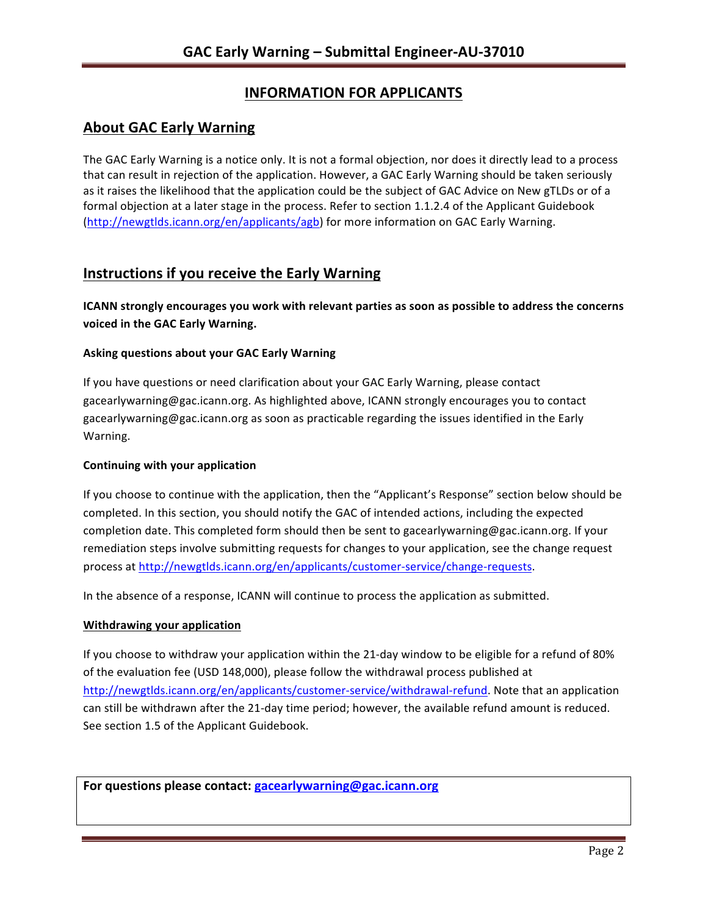# INFORMATION FOR APPLICANTS

## About GAC Early Warning

The GAC Early Warning is a notice only. It is not a formal objection, nor does it directly lead to a process that can result in rejection of the application. However, a GAC Early Warning should be taken seriously as it raises the likelihood that the application could be the subject of GAC Advice on New gTLDs or of a formal objection at a later stage in the process. Refer to section 1.1.2.4 of the Applicant Guidebook (http://newgtlds.icann.org/en/applicants/agb) for more information on GAC Early Warning.

## Instructions if you receive the Early Warning

**ICANN strongly encourages you work with relevant parties as soon as possible to address the concerns voiced in the GAC Early Warning.**

### Asking questions about your GAC Early Warning

If you have questions or need clarification about your GAC Early Warning, please contact gacearlywarning@gac.icann.org. As highlighted above, ICANN strongly encourages you to contact gacearlywarning@gac.icann.org as soon as practicable regarding the issues identified in the Early Warning.

### Continuing with your application

If you choose to continue with the application, then the "Applicant's Response" section below should be completed. In this section, you should notify the GAC of intended actions, including the expected completion date. This completed form should then be sent to gacearlywarning@gac.icann.org. If your remediation steps involve submitting requests for changes to your application, see the change request process at http://newgtlds.icann.org/en/applicants/customer-service/change-requests.

In the absence of a response, ICANN will continue to process the application as submitted.

### Withdrawing your application

If you choose to withdraw your application within the 21-day window to be eligible for a refund of 80% of the evaluation fee (USD 148,000), please follow the withdrawal process published at http://newgtlds.icann.org/en/applicants/customer-service/withdrawal-refund. Note that an application can still be withdrawn after the 21-day time period; however, the available refund amount is reduced. See section 1.5 of the Applicant Guidebook.

**For questions please contact: gacearlywarning@gac.icann.org**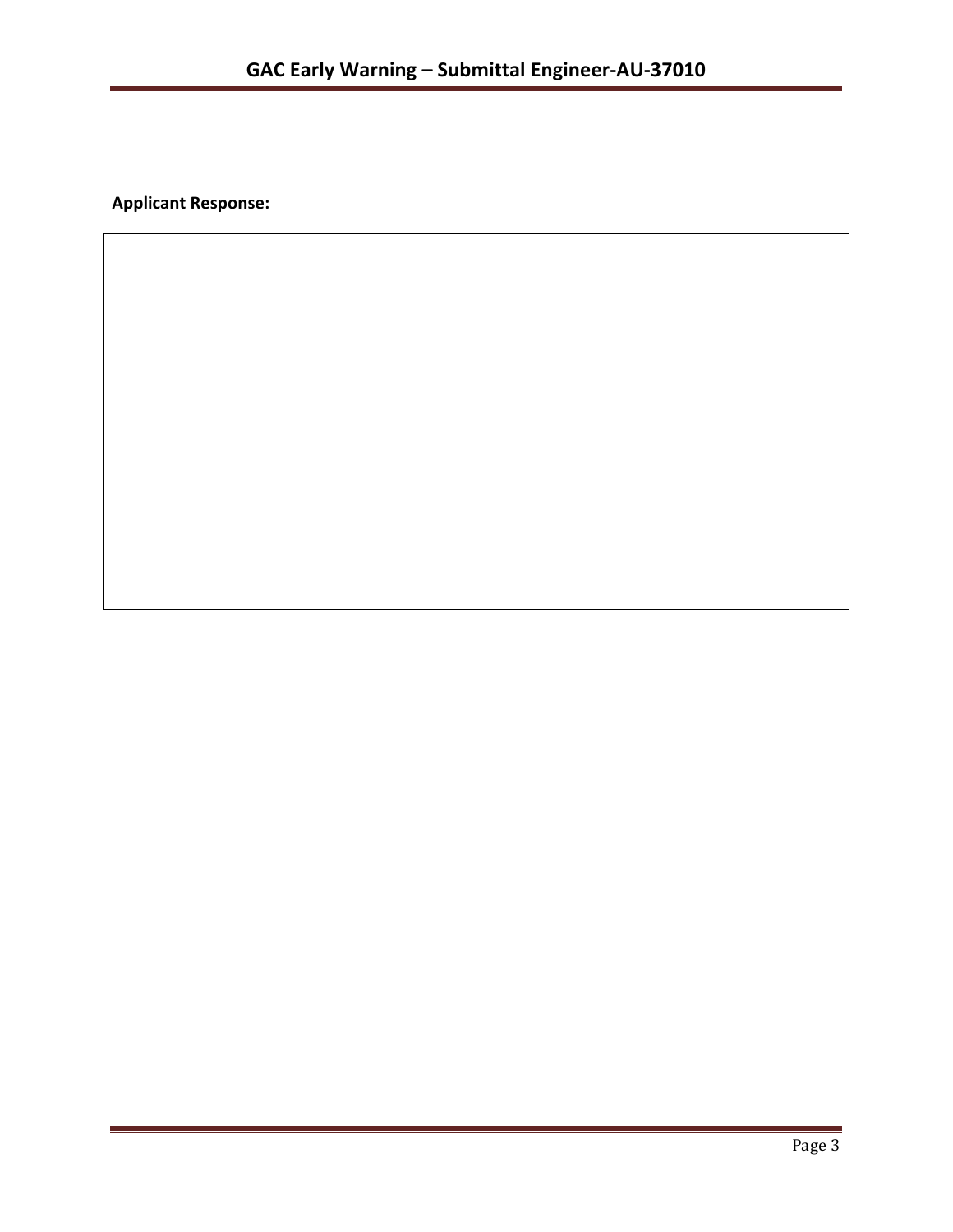**Applicant Response:**